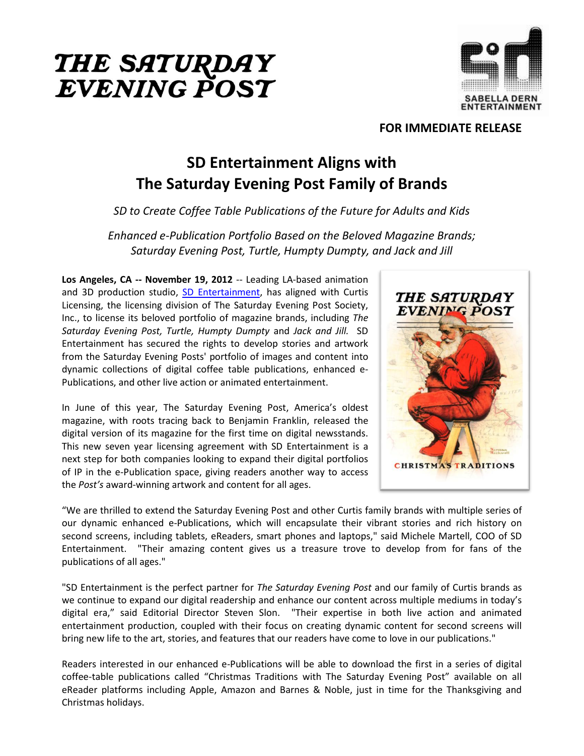THE SATURDAY EVENING POST

SABELLA DERN ENTERTAINMENT

**FOR IMMEDIATE RELEASE**

# SD Entertainment Aligns with The Saturday Evening Post Family of Brands

*SD to Create Coffee Table Publications of the Future for Adults and Kids*

*Enhanced e-Publication Portfolio Based on the Beloved Magazine Brands; Saturday Evening Post, Turtle, Humpty Dumpty, and Jack and Jill*

**Los Angeles, CA -- November 19, 2012** -- Leading LA-based animation and 3D production studio, SD Entertainment, has aligned with Curtis Licensing, the licensing division of The Saturday Evening Post Society, Inc., to license its beloved portfolio of magazine brands, including *The Saturday Evening Post, Turtle, Humpty Dumpty* and *Jack and Jill.* SD Entertainment has secured the rights to develop stories and artwork from the Saturday Evening Posts' portfolio of images and content into dynamic collections of digital coffee table publications, enhanced e-Publications, and other live action or animated entertainment.

In June of this year, The Saturday Evening Post, America's oldest magazine, with roots tracing back to Benjamin Franklin, released the digital version of its magazine for the first time on digital newsstands. This new seven year licensing agreement with SD Entertainment is a next step for both companies looking to expand their digital portfolios of IP in the e-Publication space, giving readers another way to access the *Post's* award-winning artwork and content for all ages.

"We are thrilled to extend the Saturday Evening Post and other Curtis family brands with multiple series of our dynamic enhanced e-Publications, which will encapsulate their vibrant stories and rich history on second screens, including tablets, eReaders, smart phones and laptops," said Michele Martell, COO of SD Entertainment. "Their amazing content gives us a treasure trove to develop from for fans of the publications of all ages."

"SD Entertainment is the perfect partner for *The Saturday Evening Post* and our family of Curtis brands as we continue to expand our digital readership and enhance our content across multiple mediums in today's digital era," said Editorial Director Steven Slon. "Their expertise in both live action and animated entertainment production, coupled with their focus on creating dynamic content for second screens will bring new life to the art, stories, and features that our readers have come to love in our publications."

Readers interested in our enhanced e-Publications will be able to download the first in a series of digital coffee-table publications called "Christmas Traditions with The Saturday Evening Post" available on all eReader platforms including Apple, Amazon and Barnes & Noble, just in time for the Thanksgiving and Christmas holidays.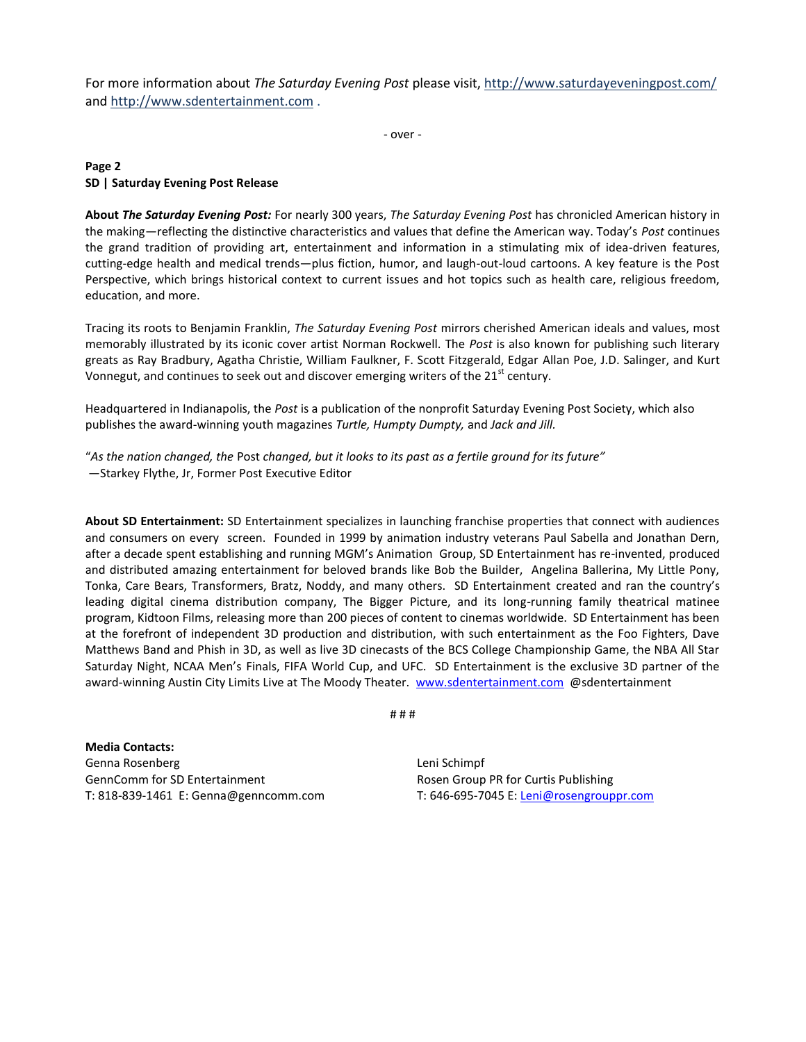For more information about *The Saturday Evening Post* please visit, http://www.saturdayeveningpost.com/ and http://www.sdentertainment.com .

- over -

**SD | Saturday Evening Post Release**

**About *The Saturday Evening Post:*** For nearly 300 years, *The Saturday Evening Post* has chronicled American history in the making—reflecting the distinctive characteristics and values that define the American way. Today's *Post* continues the grand tradition of providing art, entertainment and information in a stimulating mix of idea-driven features, cutting-edge health and medical trends—plus fiction, humor, and laugh-out-loud cartoons. A key feature is the Post Perspective, which brings historical context to current issues and hot topics such as health care, religious freedom, education, and more.

Tracing its roots to Benjamin Franklin, *The Saturday Evening Post* mirrors cherished American ideals and values, most memorably illustrated by its iconic cover artist Norman Rockwell. The *Post* is also known for publishing such literary greats as Ray Bradbury, Agatha Christie, William Faulkner, F. Scott Fitzgerald, Edgar Allan Poe, J.D. Salinger, and Kurt Vonnegut, and continues to seek out and discover emerging writers of the 21st century.

Headquartered in Indianapolis, the *Post* is a publication of the nonprofit Saturday Evening Post Society, which also publishes the award-winning youth magazines *Turtle, Humpty Dumpty,* and *Jack and Jill.*

"*As the nation changed, the* Post *changed, but it looks to its past as a fertile ground for its future"*
—Starkey Flythe, Jr, Former Post Executive Editor

**About SD Entertainment:** SD Entertainment specializes in launching franchise properties that connect with audiences and consumers on every screen. Founded in 1999 by animation industry veterans Paul Sabella and Jonathan Dern, after a decade spent establishing and running MGM's Animation Group, SD Entertainment has re-invented, produced and distributed amazing entertainment for beloved brands like Bob the Builder, Angelina Ballerina, My Little Pony, Tonka, Care Bears, Transformers, Bratz, Noddy, and many others. SD Entertainment created and ran the country's leading digital cinema distribution company, The Bigger Picture, and its long-running family theatrical matinee program, Kidtoon Films, releasing more than 200 pieces of content to cinemas worldwide. SD Entertainment has been at the forefront of independent 3D production and distribution, with such entertainment as the Foo Fighters, Dave Matthews Band and Phish in 3D, as well as live 3D cinecasts of the BCS College Championship Game, the NBA All Star Saturday Night, NCAA Men's Finals, FIFA World Cup, and UFC. SD Entertainment is the exclusive 3D partner of the award-winning Austin City Limits Live at The Moody Theater. www.sdentertainment.com @sdentertainment

# # #

**Media Contacts:**

Genna Rosenberg
GennComm for SD Entertainment
T: 818-839-1461 E: Genna@genncomm.com

Leni Schimpf
Rosen Group PR for Curtis Publishing
T: 646-695-7045 E: Leni@rosengrouppr.com